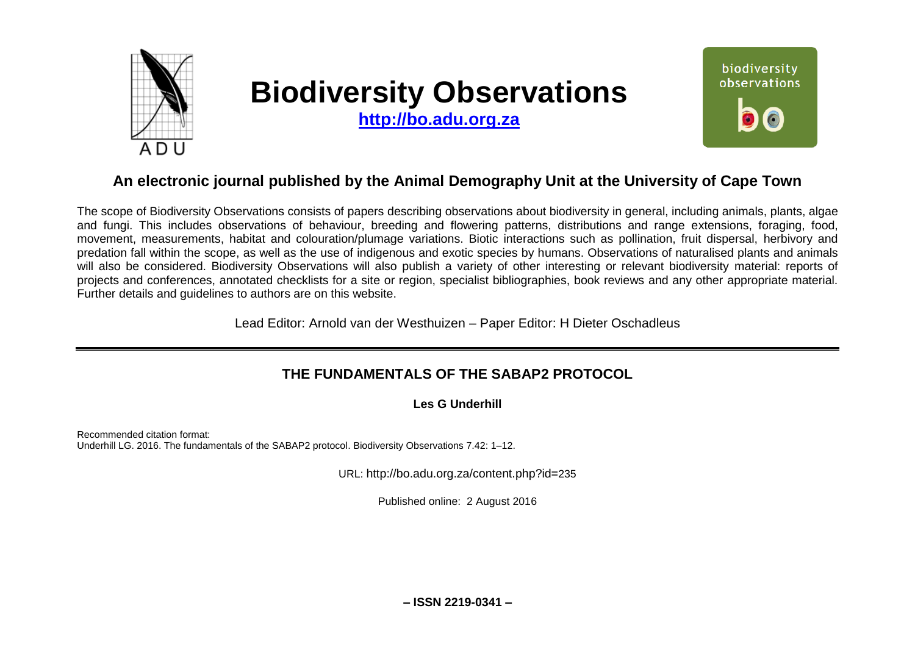# Biodiversity Observations

**http://bo.adu.org.za**

## An electronic journal published by the Animal Demography Unit at the University of Cape Town

The scope of Biodiversity Observations consists of papers describing observations about biodiversity in general, including animals, plants, algae and fungi. This includes observations of behaviour, breeding and flowering patterns, distributions and range extensions, foraging, food, movement, measurements, habitat and colouration/plumage variations. Biotic interactions such as pollination, fruit dispersal, herbivory and predation fall within the scope, as well as the use of indigenous and exotic species by humans. Observations of naturalised plants and animals will also be considered. Biodiversity Observations will also publish a variety of other interesting or relevant biodiversity material: reports of projects and conferences, annotated checklists for a site or region, specialist bibliographies, book reviews and any other appropriate material. Further details and guidelines to authors are on this website.

Lead Editor: Arnold van der Westhuizen – Paper Editor: H Dieter Oschadleus

---

# THE FUNDAMENTALS OF THE SABAP2 PROTOCOL

**Les G Underhill**

Recommended citation format:
Underhill LG. 2016. The fundamentals of the SABAP2 protocol. Biodiversity Observations 7.42: 1–12.

URL: http://bo.adu.org.za/content.php?id=235

Published online: 2 August 2016

**– ISSN 2219-0341 –**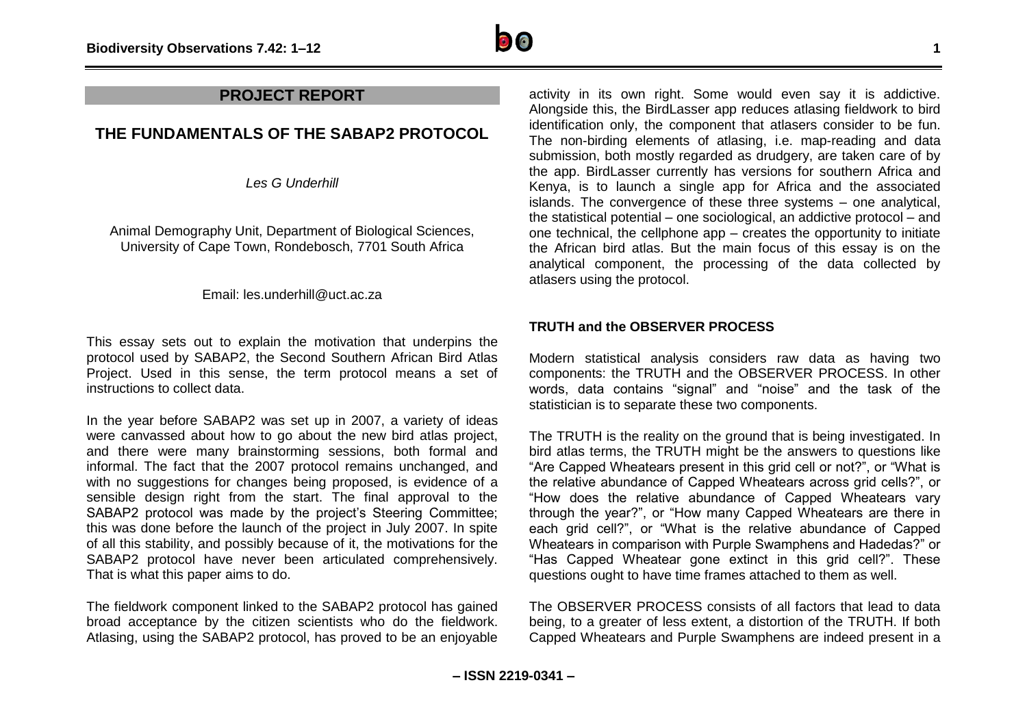## PROJECT REPORT

# THE FUNDAMENTALS OF THE SABAP2 PROTOCOL

*Les G Underhill*

Animal Demography Unit, Department of Biological Sciences, University of Cape Town, Rondebosch, 7701 South Africa

Email: les.underhill@uct.ac.za

This essay sets out to explain the motivation that underpins the protocol used by SABAP2, the Second Southern African Bird Atlas Project. Used in this sense, the term protocol means a set of instructions to collect data.

In the year before SABAP2 was set up in 2007, a variety of ideas were canvassed about how to go about the new bird atlas project, and there were many brainstorming sessions, both formal and informal. The fact that the 2007 protocol remains unchanged, and with no suggestions for changes being proposed, is evidence of a sensible design right from the start. The final approval to the SABAP2 protocol was made by the project's Steering Committee; this was done before the launch of the project in July 2007. In spite of all this stability, and possibly because of it, the motivations for the SABAP2 protocol have never been articulated comprehensively. That is what this paper aims to do.

The fieldwork component linked to the SABAP2 protocol has gained broad acceptance by the citizen scientists who do the fieldwork. Atlasing, using the SABAP2 protocol, has proved to be an enjoyable activity in its own right. Some would even say it is addictive. Alongside this, the BirdLasser app reduces atlasing fieldwork to bird identification only, the component that atlasers consider to be fun. The non-birding elements of atlasing, i.e. map-reading and data submission, both mostly regarded as drudgery, are taken care of by the app. BirdLasser currently has versions for southern Africa and Kenya, is to launch a single app for Africa and the associated islands. The convergence of these three systems – one analytical, the statistical potential – one sociological, an addictive protocol – and one technical, the cellphone app – creates the opportunity to initiate the African bird atlas. But the main focus of this essay is on the analytical component, the processing of the data collected by atlasers using the protocol.

### TRUTH and the OBSERVER PROCESS

Modern statistical analysis considers raw data as having two components: the TRUTH and the OBSERVER PROCESS. In other words, data contains "signal" and "noise" and the task of the statistician is to separate these two components.

The TRUTH is the reality on the ground that is being investigated. In bird atlas terms, the TRUTH might be the answers to questions like "Are Capped Wheatears present in this grid cell or not?", or "What is the relative abundance of Capped Wheatears across grid cells?", or "How does the relative abundance of Capped Wheatears vary through the year?", or "How many Capped Wheatears are there in each grid cell?", or "What is the relative abundance of Capped Wheatears in comparison with Purple Swamphens and Hadedas?" or "Has Capped Wheatear gone extinct in this grid cell?". These questions ought to have time frames attached to them as well.

The OBSERVER PROCESS consists of all factors that lead to data being, to a greater of less extent, a distortion of the TRUTH. If both Capped Wheatears and Purple Swamphens are indeed present in a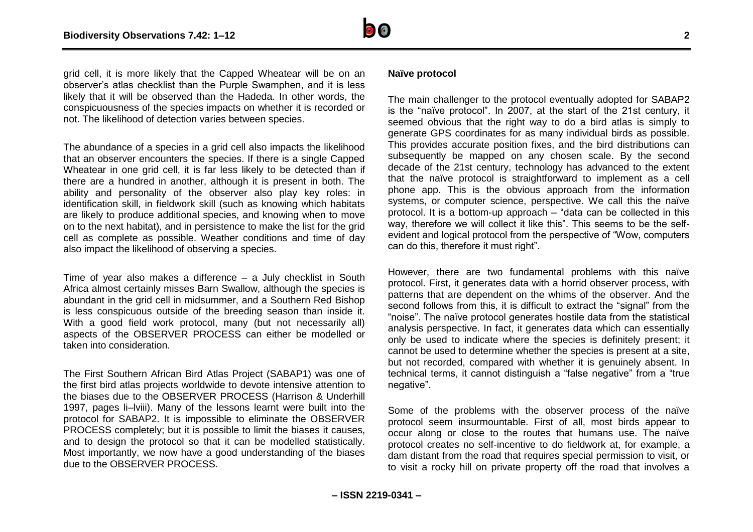grid cell, it is more likely that the Capped Wheatear will be on an observer's atlas checklist than the Purple Swamphen, and it is less likely that it will be observed than the Hadeda. In other words, the conspicuousness of the species impacts on whether it is recorded or not. The likelihood of detection varies between species.

The abundance of a species in a grid cell also impacts the likelihood that an observer encounters the species. If there is a single Capped Wheatear in one grid cell, it is far less likely to be detected than if there are a hundred in another, although it is present in both. The ability and personality of the observer also play key roles: in identification skill, in fieldwork skill (such as knowing which habitats are likely to produce additional species, and knowing when to move on to the next habitat), and in persistence to make the list for the grid cell as complete as possible. Weather conditions and time of day also impact the likelihood of observing a species.

Time of year also makes a difference – a July checklist in South Africa almost certainly misses Barn Swallow, although the species is abundant in the grid cell in midsummer, and a Southern Red Bishop is less conspicuous outside of the breeding season than inside it. With a good field work protocol, many (but not necessarily all) aspects of the OBSERVER PROCESS can either be modelled or taken into consideration.

The First Southern African Bird Atlas Project (SABAP1) was one of the first bird atlas projects worldwide to devote intensive attention to the biases due to the OBSERVER PROCESS (Harrison & Underhill 1997, pages li–lviii). Many of the lessons learnt were built into the protocol for SABAP2. It is impossible to eliminate the OBSERVER PROCESS completely; but it is possible to limit the biases it causes, and to design the protocol so that it can be modelled statistically. Most importantly, we now have a good understanding of the biases due to the OBSERVER PROCESS.

**Naïve protocol**

The main challenger to the protocol eventually adopted for SABAP2 is the "naïve protocol". In 2007, at the start of the 21st century, it seemed obvious that the right way to do a bird atlas is simply to generate GPS coordinates for as many individual birds as possible. This provides accurate position fixes, and the bird distributions can subsequently be mapped on any chosen scale. By the second decade of the 21st century, technology has advanced to the extent that the naïve protocol is straightforward to implement as a cell phone app. This is the obvious approach from the information systems, or computer science, perspective. We call this the naïve protocol. It is a bottom-up approach – "data can be collected in this way, therefore we will collect it like this". This seems to be the self-evident and logical protocol from the perspective of "Wow, computers can do this, therefore it must right".

However, there are two fundamental problems with this naïve protocol. First, it generates data with a horrid observer process, with patterns that are dependent on the whims of the observer. And the second follows from this, it is difficult to extract the "signal" from the "noise". The naïve protocol generates hostile data from the statistical analysis perspective. In fact, it generates data which can essentially only be used to indicate where the species is definitely present; it cannot be used to determine whether the species is present at a site, but not recorded, compared with whether it is genuinely absent. In technical terms, it cannot distinguish a "false negative" from a "true negative".

Some of the problems with the observer process of the naïve protocol seem insurmountable. First of all, most birds appear to occur along or close to the routes that humans use. The naïve protocol creates no self-incentive to do fieldwork at, for example, a dam distant from the road that requires special permission to visit, or to visit a rocky hill on private property off the road that involves a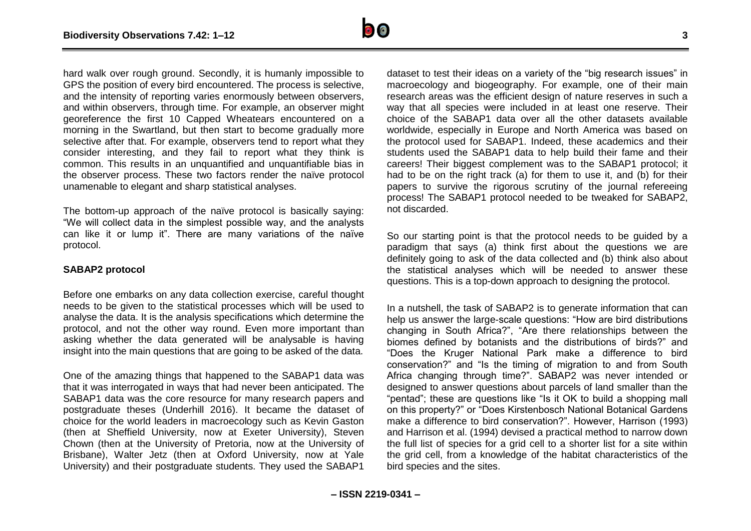hard walk over rough ground. Secondly, it is humanly impossible to GPS the position of every bird encountered. The process is selective, and the intensity of reporting varies enormously between observers, and within observers, through time. For example, an observer might georeference the first 10 Capped Wheatears encountered on a morning in the Swartland, but then start to become gradually more selective after that. For example, observers tend to report what they consider interesting, and they fail to report what they think is common. This results in an unquantified and unquantifiable bias in the observer process. These two factors render the naïve protocol unamenable to elegant and sharp statistical analyses.

The bottom-up approach of the naïve protocol is basically saying: "We will collect data in the simplest possible way, and the analysts can like it or lump it". There are many variations of the naïve protocol.

**SABAP2 protocol**

Before one embarks on any data collection exercise, careful thought needs to be given to the statistical processes which will be used to analyse the data. It is the analysis specifications which determine the protocol, and not the other way round. Even more important than asking whether the data generated will be analysable is having insight into the main questions that are going to be asked of the data.

One of the amazing things that happened to the SABAP1 data was that it was interrogated in ways that had never been anticipated. The SABAP1 data was the core resource for many research papers and postgraduate theses (Underhill 2016). It became the dataset of choice for the world leaders in macroecology such as Kevin Gaston (then at Sheffield University, now at Exeter University), Steven Chown (then at the University of Pretoria, now at the University of Brisbane), Walter Jetz (then at Oxford University, now at Yale University) and their postgraduate students. They used the SABAP1 dataset to test their ideas on a variety of the "big research issues" in macroecology and biogeography. For example, one of their main research areas was the efficient design of nature reserves in such a way that all species were included in at least one reserve. Their choice of the SABAP1 data over all the other datasets available worldwide, especially in Europe and North America was based on the protocol used for SABAP1. Indeed, these academics and their students used the SABAP1 data to help build their fame and their careers! Their biggest complement was to the SABAP1 protocol; it had to be on the right track (a) for them to use it, and (b) for their papers to survive the rigorous scrutiny of the journal refereeing process! The SABAP1 protocol needed to be tweaked for SABAP2, not discarded.

So our starting point is that the protocol needs to be guided by a paradigm that says (a) think first about the questions we are definitely going to ask of the data collected and (b) think also about the statistical analyses which will be needed to answer these questions. This is a top-down approach to designing the protocol.

In a nutshell, the task of SABAP2 is to generate information that can help us answer the large-scale questions: "How are bird distributions changing in South Africa?", "Are there relationships between the biomes defined by botanists and the distributions of birds?" and "Does the Kruger National Park make a difference to bird conservation?" and "Is the timing of migration to and from South Africa changing through time?". SABAP2 was never intended or designed to answer questions about parcels of land smaller than the "pentad"; these are questions like "Is it OK to build a shopping mall on this property?" or "Does Kirstenbosch National Botanical Gardens make a difference to bird conservation?". However, Harrison (1993) and Harrison et al. (1994) devised a practical method to narrow down the full list of species for a grid cell to a shorter list for a site within the grid cell, from a knowledge of the habitat characteristics of the bird species and the sites.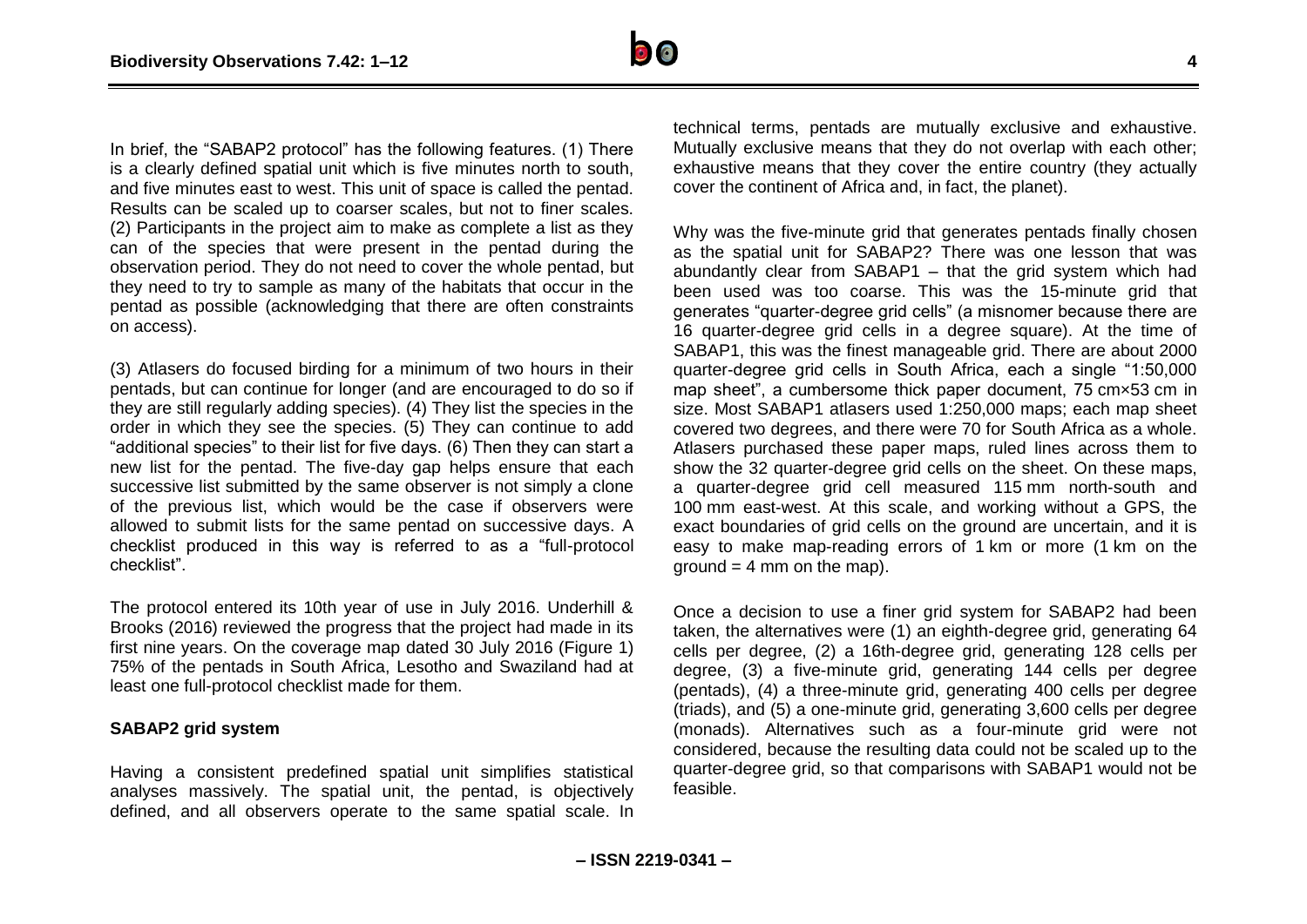In brief, the "SABAP2 protocol" has the following features. (1) There is a clearly defined spatial unit which is five minutes north to south, and five minutes east to west. This unit of space is called the pentad. Results can be scaled up to coarser scales, but not to finer scales. (2) Participants in the project aim to make as complete a list as they can of the species that were present in the pentad during the observation period. They do not need to cover the whole pentad, but they need to try to sample as many of the habitats that occur in the pentad as possible (acknowledging that there are often constraints on access).

(3) Atlasers do focused birding for a minimum of two hours in their pentads, but can continue for longer (and are encouraged to do so if they are still regularly adding species). (4) They list the species in the order in which they see the species. (5) They can continue to add "additional species" to their list for five days. (6) Then they can start a new list for the pentad. The five-day gap helps ensure that each successive list submitted by the same observer is not simply a clone of the previous list, which would be the case if observers were allowed to submit lists for the same pentad on successive days. A checklist produced in this way is referred to as a "full-protocol checklist".

The protocol entered its 10th year of use in July 2016. Underhill & Brooks (2016) reviewed the progress that the project had made in its first nine years. On the coverage map dated 30 July 2016 (Figure 1) 75% of the pentads in South Africa, Lesotho and Swaziland had at least one full-protocol checklist made for them.

**SABAP2 grid system**

Having a consistent predefined spatial unit simplifies statistical analyses massively. The spatial unit, the pentad, is objectively defined, and all observers operate to the same spatial scale. In technical terms, pentads are mutually exclusive and exhaustive. Mutually exclusive means that they do not overlap with each other; exhaustive means that they cover the entire country (they actually cover the continent of Africa and, in fact, the planet).

Why was the five-minute grid that generates pentads finally chosen as the spatial unit for SABAP2? There was one lesson that was abundantly clear from SABAP1 – that the grid system which had been used was too coarse. This was the 15-minute grid that generates "quarter-degree grid cells" (a misnomer because there are 16 quarter-degree grid cells in a degree square). At the time of SABAP1, this was the finest manageable grid. There are about 2000 quarter-degree grid cells in South Africa, each a single "1:50,000 map sheet", a cumbersome thick paper document, 75 cm×53 cm in size. Most SABAP1 atlasers used 1:250,000 maps; each map sheet covered two degrees, and there were 70 for South Africa as a whole. Atlasers purchased these paper maps, ruled lines across them to show the 32 quarter-degree grid cells on the sheet. On these maps, a quarter-degree grid cell measured 115 mm north-south and 100 mm east-west. At this scale, and working without a GPS, the exact boundaries of grid cells on the ground are uncertain, and it is easy to make map-reading errors of 1 km or more (1 km on the ground = 4 mm on the map).

Once a decision to use a finer grid system for SABAP2 had been taken, the alternatives were (1) an eighth-degree grid, generating 64 cells per degree, (2) a 16th-degree grid, generating 128 cells per degree, (3) a five-minute grid, generating 144 cells per degree (pentads), (4) a three-minute grid, generating 400 cells per degree (triads), and (5) a one-minute grid, generating 3,600 cells per degree (monads). Alternatives such as a four-minute grid were not considered, because the resulting data could not be scaled up to the quarter-degree grid, so that comparisons with SABAP1 would not be feasible.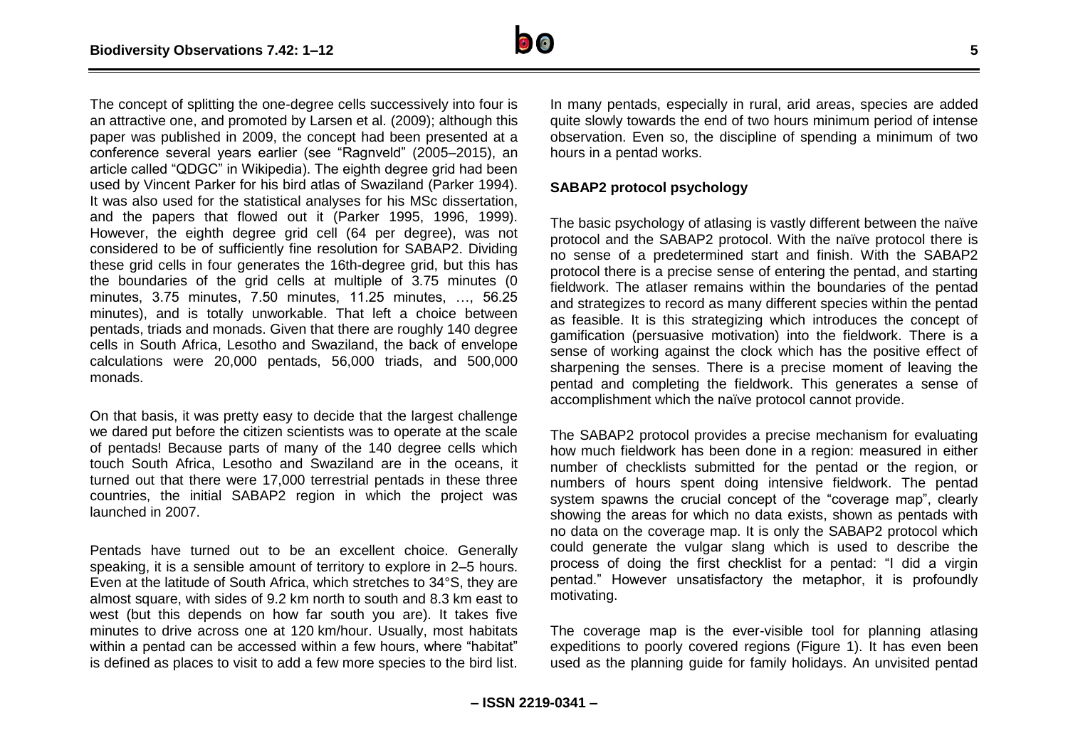The concept of splitting the one-degree cells successively into four is an attractive one, and promoted by Larsen et al. (2009); although this paper was published in 2009, the concept had been presented at a conference several years earlier (see "Ragnveld" (2005–2015), an article called "QDGC" in Wikipedia). The eighth degree grid had been used by Vincent Parker for his bird atlas of Swaziland (Parker 1994). It was also used for the statistical analyses for his MSc dissertation, and the papers that flowed out it (Parker 1995, 1996, 1999). However, the eighth degree grid cell (64 per degree), was not considered to be of sufficiently fine resolution for SABAP2. Dividing these grid cells in four generates the 16th-degree grid, but this has the boundaries of the grid cells at multiple of 3.75 minutes (0 minutes, 3.75 minutes, 7.50 minutes, 11.25 minutes, …, 56.25 minutes), and is totally unworkable. That left a choice between pentads, triads and monads. Given that there are roughly 140 degree cells in South Africa, Lesotho and Swaziland, the back of envelope calculations were 20,000 pentads, 56,000 triads, and 500,000 monads.

On that basis, it was pretty easy to decide that the largest challenge we dared put before the citizen scientists was to operate at the scale of pentads! Because parts of many of the 140 degree cells which touch South Africa, Lesotho and Swaziland are in the oceans, it turned out that there were 17,000 terrestrial pentads in these three countries, the initial SABAP2 region in which the project was launched in 2007.

Pentads have turned out to be an excellent choice. Generally speaking, it is a sensible amount of territory to explore in 2–5 hours. Even at the latitude of South Africa, which stretches to 34°S, they are almost square, with sides of 9.2 km north to south and 8.3 km east to west (but this depends on how far south you are). It takes five minutes to drive across one at 120 km/hour. Usually, most habitats within a pentad can be accessed within a few hours, where "habitat" is defined as places to visit to add a few more species to the bird list.

In many pentads, especially in rural, arid areas, species are added quite slowly towards the end of two hours minimum period of intense observation. Even so, the discipline of spending a minimum of two hours in a pentad works.

## SABAP2 protocol psychology

The basic psychology of atlasing is vastly different between the naïve protocol and the SABAP2 protocol. With the naïve protocol there is no sense of a predetermined start and finish. With the SABAP2 protocol there is a precise sense of entering the pentad, and starting fieldwork. The atlaser remains within the boundaries of the pentad and strategizes to record as many different species within the pentad as feasible. It is this strategizing which introduces the concept of gamification (persuasive motivation) into the fieldwork. There is a sense of working against the clock which has the positive effect of sharpening the senses. There is a precise moment of leaving the pentad and completing the fieldwork. This generates a sense of accomplishment which the naïve protocol cannot provide.

The SABAP2 protocol provides a precise mechanism for evaluating how much fieldwork has been done in a region: measured in either number of checklists submitted for the pentad or the region, or numbers of hours spent doing intensive fieldwork. The pentad system spawns the crucial concept of the "coverage map", clearly showing the areas for which no data exists, shown as pentads with no data on the coverage map. It is only the SABAP2 protocol which could generate the vulgar slang which is used to describe the process of doing the first checklist for a pentad: "I did a virgin pentad." However unsatisfactory the metaphor, it is profoundly motivating.

The coverage map is the ever-visible tool for planning atlasing expeditions to poorly covered regions (Figure 1). It has even been used as the planning guide for family holidays. An unvisited pentad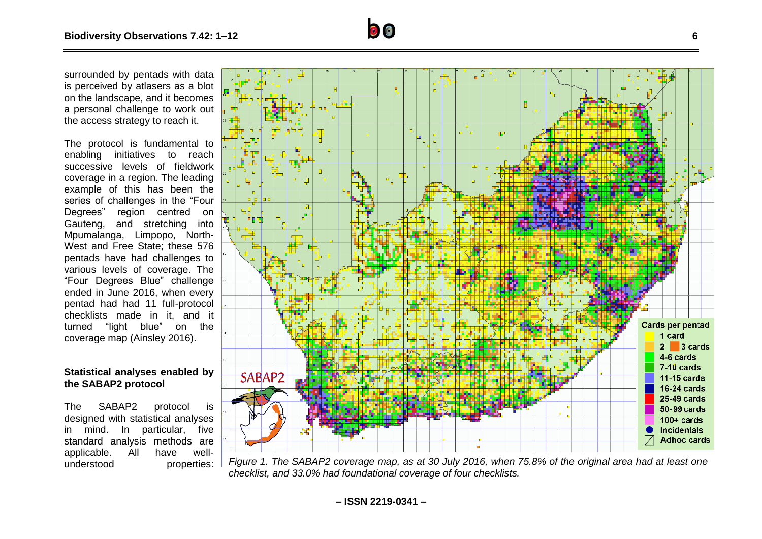surrounded by pentads with data is perceived by atlasers as a blot on the landscape, and it becomes a personal challenge to work out the access strategy to reach it.

The protocol is fundamental to enabling initiatives to reach successive levels of fieldwork coverage in a region. The leading example of this has been the series of challenges in the "Four Degrees" region centred on Gauteng, and stretching into Mpumalanga, Limpopo, North-West and Free State; these 576 pentads have had challenges to various levels of coverage. The "Four Degrees Blue" challenge ended in June 2016, when every pentad had had 11 full-protocol checklists made in it, and it turned "light blue" on the coverage map (Ainsley 2016).

### Statistical analyses enabled by the SABAP2 protocol

The SABAP2 protocol is designed with statistical analyses in mind. In particular, five standard analysis methods are applicable. All have well-understood properties:

*Figure 1. The SABAP2 coverage map, as at 30 July 2016, when 75.8% of the original area had at least one checklist, and 33.0% had foundational coverage of four checklists.*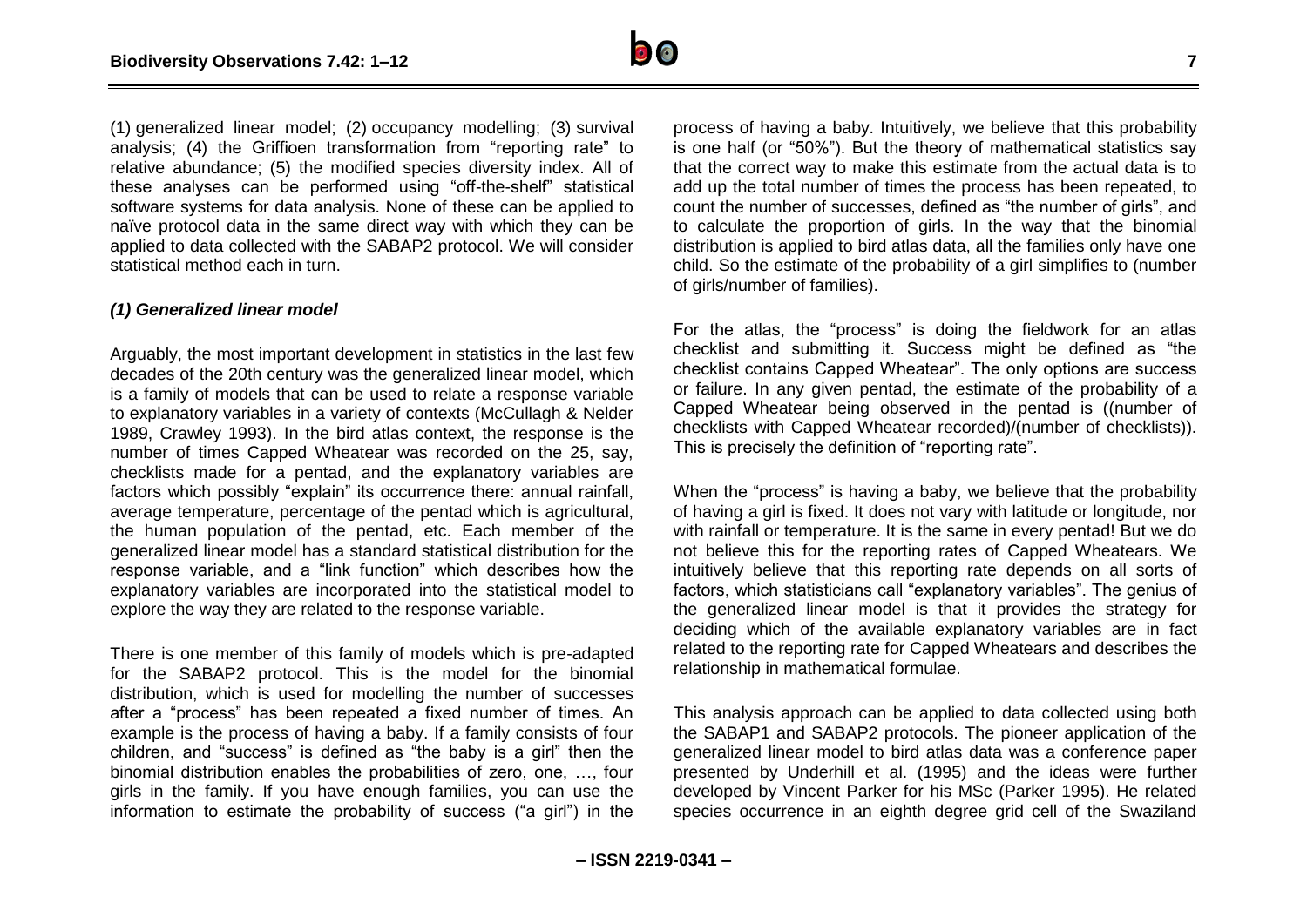(1) generalized linear model; (2) occupancy modelling; (3) survival analysis; (4) the Griffioen transformation from "reporting rate" to relative abundance; (5) the modified species diversity index. All of these analyses can be performed using "off-the-shelf" statistical software systems for data analysis. None of these can be applied to naïve protocol data in the same direct way with which they can be applied to data collected with the SABAP2 protocol. We will consider statistical method each in turn.

### *(1) Generalized linear model*

Arguably, the most important development in statistics in the last few decades of the 20th century was the generalized linear model, which is a family of models that can be used to relate a response variable to explanatory variables in a variety of contexts (McCullagh & Nelder 1989, Crawley 1993). In the bird atlas context, the response is the number of times Capped Wheatear was recorded on the 25, say, checklists made for a pentad, and the explanatory variables are factors which possibly "explain" its occurrence there: annual rainfall, average temperature, percentage of the pentad which is agricultural, the human population of the pentad, etc. Each member of the generalized linear model has a standard statistical distribution for the response variable, and a "link function" which describes how the explanatory variables are incorporated into the statistical model to explore the way they are related to the response variable.

There is one member of this family of models which is pre-adapted for the SABAP2 protocol. This is the model for the binomial distribution, which is used for modelling the number of successes after a "process" has been repeated a fixed number of times. An example is the process of having a baby. If a family consists of four children, and "success" is defined as "the baby is a girl" then the binomial distribution enables the probabilities of zero, one, …, four girls in the family. If you have enough families, you can use the information to estimate the probability of success ("a girl") in the process of having a baby. Intuitively, we believe that this probability is one half (or "50%"). But the theory of mathematical statistics say that the correct way to make this estimate from the actual data is to add up the total number of times the process has been repeated, to count the number of successes, defined as "the number of girls", and to calculate the proportion of girls. In the way that the binomial distribution is applied to bird atlas data, all the families only have one child. So the estimate of the probability of a girl simplifies to (number of girls/number of families).

For the atlas, the "process" is doing the fieldwork for an atlas checklist and submitting it. Success might be defined as "the checklist contains Capped Wheatear". The only options are success or failure. In any given pentad, the estimate of the probability of a Capped Wheatear being observed in the pentad is ((number of checklists with Capped Wheatear recorded)/(number of checklists)). This is precisely the definition of "reporting rate".

When the "process" is having a baby, we believe that the probability of having a girl is fixed. It does not vary with latitude or longitude, nor with rainfall or temperature. It is the same in every pentad! But we do not believe this for the reporting rates of Capped Wheatears. We intuitively believe that this reporting rate depends on all sorts of factors, which statisticians call "explanatory variables". The genius of the generalized linear model is that it provides the strategy for deciding which of the available explanatory variables are in fact related to the reporting rate for Capped Wheatears and describes the relationship in mathematical formulae.

This analysis approach can be applied to data collected using both the SABAP1 and SABAP2 protocols. The pioneer application of the generalized linear model to bird atlas data was a conference paper presented by Underhill et al. (1995) and the ideas were further developed by Vincent Parker for his MSc (Parker 1995). He related species occurrence in an eighth degree grid cell of the Swaziland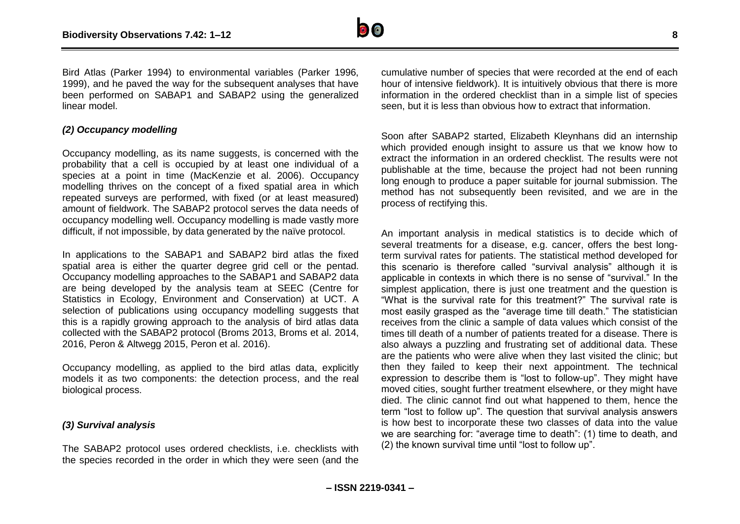Bird Atlas (Parker 1994) to environmental variables (Parker 1996, 1999), and he paved the way for the subsequent analyses that have been performed on SABAP1 and SABAP2 using the generalized linear model.

### *(2) Occupancy modelling*

Occupancy modelling, as its name suggests, is concerned with the probability that a cell is occupied by at least one individual of a species at a point in time (MacKenzie et al. 2006). Occupancy modelling thrives on the concept of a fixed spatial area in which repeated surveys are performed, with fixed (or at least measured) amount of fieldwork. The SABAP2 protocol serves the data needs of occupancy modelling well. Occupancy modelling is made vastly more difficult, if not impossible, by data generated by the naïve protocol.

In applications to the SABAP1 and SABAP2 bird atlas the fixed spatial area is either the quarter degree grid cell or the pentad. Occupancy modelling approaches to the SABAP1 and SABAP2 data are being developed by the analysis team at SEEC (Centre for Statistics in Ecology, Environment and Conservation) at UCT. A selection of publications using occupancy modelling suggests that this is a rapidly growing approach to the analysis of bird atlas data collected with the SABAP2 protocol (Broms 2013, Broms et al. 2014, 2016, Peron & Altwegg 2015, Peron et al. 2016).

Occupancy modelling, as applied to the bird atlas data, explicitly models it as two components: the detection process, and the real biological process.

### *(3) Survival analysis*

The SABAP2 protocol uses ordered checklists, i.e. checklists with the species recorded in the order in which they were seen (and the cumulative number of species that were recorded at the end of each hour of intensive fieldwork). It is intuitively obvious that there is more information in the ordered checklist than in a simple list of species seen, but it is less than obvious how to extract that information.

Soon after SABAP2 started, Elizabeth Kleynhans did an internship which provided enough insight to assure us that we know how to extract the information in an ordered checklist. The results were not publishable at the time, because the project had not been running long enough to produce a paper suitable for journal submission. The method has not subsequently been revisited, and we are in the process of rectifying this.

An important analysis in medical statistics is to decide which of several treatments for a disease, e.g. cancer, offers the best long-term survival rates for patients. The statistical method developed for this scenario is therefore called "survival analysis" although it is applicable in contexts in which there is no sense of "survival." In the simplest application, there is just one treatment and the question is "What is the survival rate for this treatment?" The survival rate is most easily grasped as the "average time till death." The statistician receives from the clinic a sample of data values which consist of the times till death of a number of patients treated for a disease. There is also always a puzzling and frustrating set of additional data. These are the patients who were alive when they last visited the clinic; but then they failed to keep their next appointment. The technical expression to describe them is "lost to follow-up". They might have moved cities, sought further treatment elsewhere, or they might have died. The clinic cannot find out what happened to them, hence the term "lost to follow up". The question that survival analysis answers is how best to incorporate these two classes of data into the value we are searching for: "average time to death": (1) time to death, and (2) the known survival time until "lost to follow up".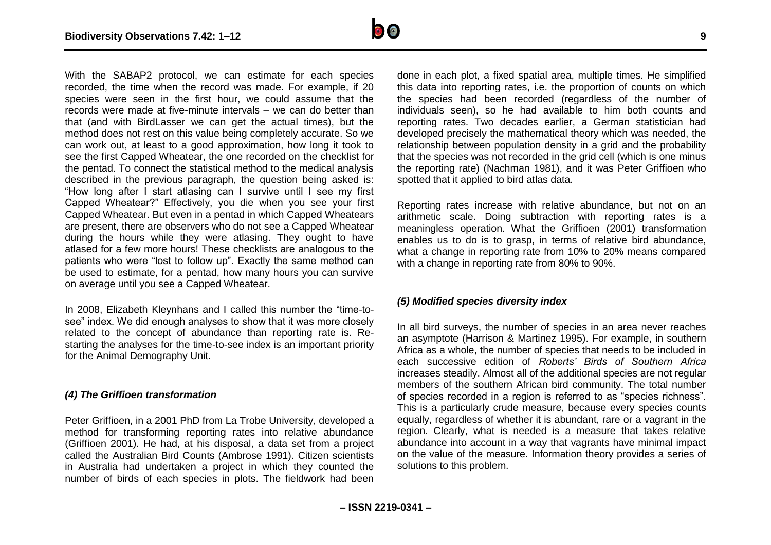With the SABAP2 protocol, we can estimate for each species recorded, the time when the record was made. For example, if 20 species were seen in the first hour, we could assume that the records were made at five-minute intervals – we can do better than that (and with BirdLasser we can get the actual times), but the method does not rest on this value being completely accurate. So we can work out, at least to a good approximation, how long it took to see the first Capped Wheatear, the one recorded on the checklist for the pentad. To connect the statistical method to the medical analysis described in the previous paragraph, the question being asked is: "How long after I start atlasing can I survive until I see my first Capped Wheatear?" Effectively, you die when you see your first Capped Wheatear. But even in a pentad in which Capped Wheatears are present, there are observers who do not see a Capped Wheatear during the hours while they were atlasing. They ought to have atlased for a few more hours! These checklists are analogous to the patients who were "lost to follow up". Exactly the same method can be used to estimate, for a pentad, how many hours you can survive on average until you see a Capped Wheatear.

In 2008, Elizabeth Kleynhans and I called this number the "time-to-see" index. We did enough analyses to show that it was more closely related to the concept of abundance than reporting rate is. Re-starting the analyses for the time-to-see index is an important priority for the Animal Demography Unit.

### *(4) The Griffioen transformation*

Peter Griffioen, in a 2001 PhD from La Trobe University, developed a method for transforming reporting rates into relative abundance (Griffioen 2001). He had, at his disposal, a data set from a project called the Australian Bird Counts (Ambrose 1991). Citizen scientists in Australia had undertaken a project in which they counted the number of birds of each species in plots. The fieldwork had been done in each plot, a fixed spatial area, multiple times. He simplified this data into reporting rates, i.e. the proportion of counts on which the species had been recorded (regardless of the number of individuals seen), so he had available to him both counts and reporting rates. Two decades earlier, a German statistician had developed precisely the mathematical theory which was needed, the relationship between population density in a grid and the probability that the species was not recorded in the grid cell (which is one minus the reporting rate) (Nachman 1981), and it was Peter Griffioen who spotted that it applied to bird atlas data.

Reporting rates increase with relative abundance, but not on an arithmetic scale. Doing subtraction with reporting rates is a meaningless operation. What the Griffioen (2001) transformation enables us to do is to grasp, in terms of relative bird abundance, what a change in reporting rate from 10% to 20% means compared with a change in reporting rate from 80% to 90%.

### *(5) Modified species diversity index*

In all bird surveys, the number of species in an area never reaches an asymptote (Harrison & Martinez 1995). For example, in southern Africa as a whole, the number of species that needs to be included in each successive edition of *Roberts' Birds of Southern Africa* increases steadily. Almost all of the additional species are not regular members of the southern African bird community. The total number of species recorded in a region is referred to as "species richness". This is a particularly crude measure, because every species counts equally, regardless of whether it is abundant, rare or a vagrant in the region. Clearly, what is needed is a measure that takes relative abundance into account in a way that vagrants have minimal impact on the value of the measure. Information theory provides a series of solutions to this problem.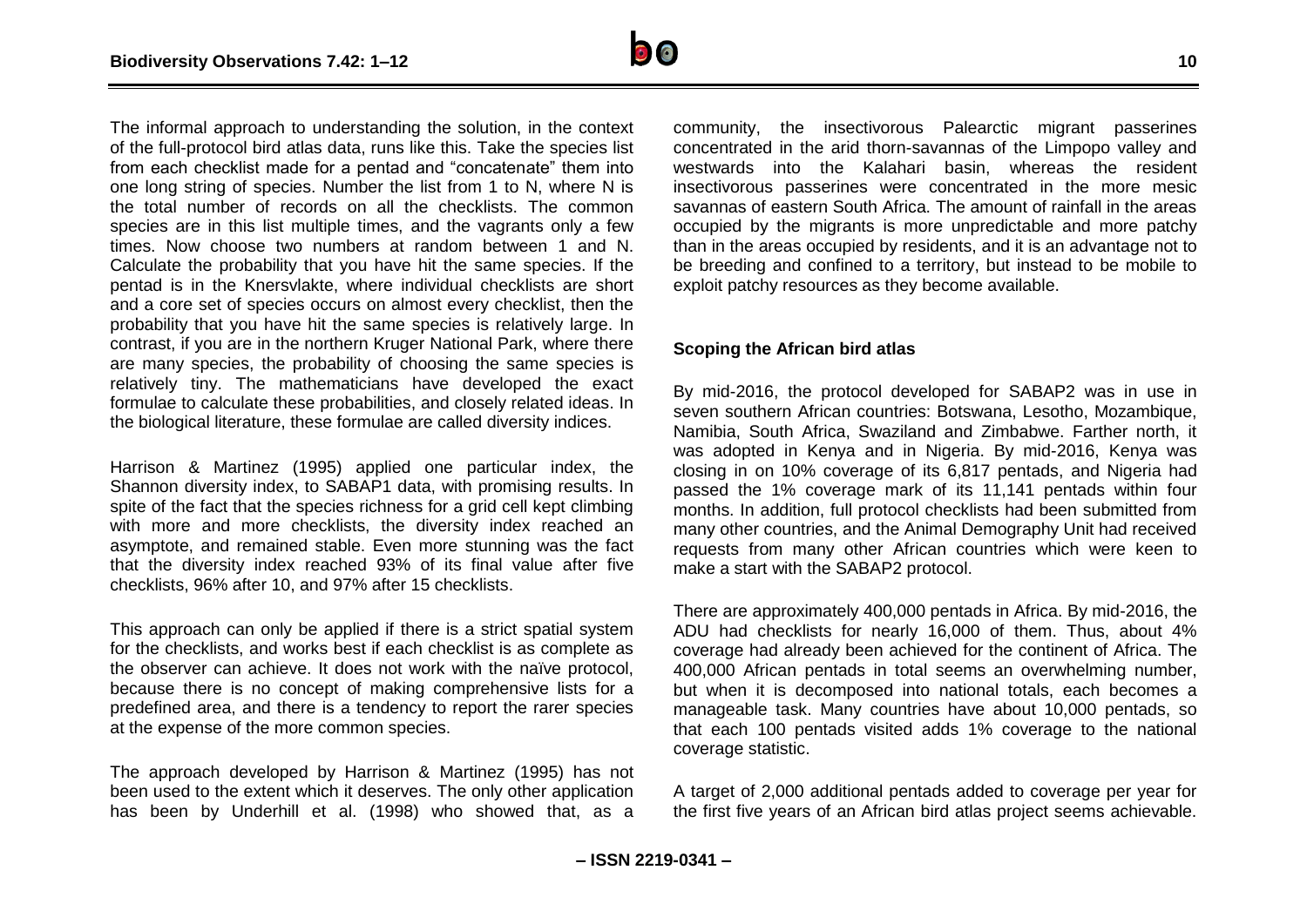The informal approach to understanding the solution, in the context of the full-protocol bird atlas data, runs like this. Take the species list from each checklist made for a pentad and "concatenate" them into one long string of species. Number the list from 1 to N, where N is the total number of records on all the checklists. The common species are in this list multiple times, and the vagrants only a few times. Now choose two numbers at random between 1 and N. Calculate the probability that you have hit the same species. If the pentad is in the Knersvlakte, where individual checklists are short and a core set of species occurs on almost every checklist, then the probability that you have hit the same species is relatively large. In contrast, if you are in the northern Kruger National Park, where there are many species, the probability of choosing the same species is relatively tiny. The mathematicians have developed the exact formulae to calculate these probabilities, and closely related ideas. In the biological literature, these formulae are called diversity indices.

Harrison & Martinez (1995) applied one particular index, the Shannon diversity index, to SABAP1 data, with promising results. In spite of the fact that the species richness for a grid cell kept climbing with more and more checklists, the diversity index reached an asymptote, and remained stable. Even more stunning was the fact that the diversity index reached 93% of its final value after five checklists, 96% after 10, and 97% after 15 checklists.

This approach can only be applied if there is a strict spatial system for the checklists, and works best if each checklist is as complete as the observer can achieve. It does not work with the naïve protocol, because there is no concept of making comprehensive lists for a predefined area, and there is a tendency to report the rarer species at the expense of the more common species.

The approach developed by Harrison & Martinez (1995) has not been used to the extent which it deserves. The only other application has been by Underhill et al. (1998) who showed that, as a community, the insectivorous Palearctic migrant passerines concentrated in the arid thorn-savannas of the Limpopo valley and westwards into the Kalahari basin, whereas the resident insectivorous passerines were concentrated in the more mesic savannas of eastern South Africa. The amount of rainfall in the areas occupied by the migrants is more unpredictable and more patchy than in the areas occupied by residents, and it is an advantage not to be breeding and confined to a territory, but instead to be mobile to exploit patchy resources as they become available.

### Scoping the African bird atlas

By mid-2016, the protocol developed for SABAP2 was in use in seven southern African countries: Botswana, Lesotho, Mozambique, Namibia, South Africa, Swaziland and Zimbabwe. Farther north, it was adopted in Kenya and in Nigeria. By mid-2016, Kenya was closing in on 10% coverage of its 6,817 pentads, and Nigeria had passed the 1% coverage mark of its 11,141 pentads within four months. In addition, full protocol checklists had been submitted from many other countries, and the Animal Demography Unit had received requests from many other African countries which were keen to make a start with the SABAP2 protocol.

There are approximately 400,000 pentads in Africa. By mid-2016, the ADU had checklists for nearly 16,000 of them. Thus, about 4% coverage had already been achieved for the continent of Africa. The 400,000 African pentads in total seems an overwhelming number, but when it is decomposed into national totals, each becomes a manageable task. Many countries have about 10,000 pentads, so that each 100 pentads visited adds 1% coverage to the national coverage statistic.

A target of 2,000 additional pentads added to coverage per year for the first five years of an African bird atlas project seems achievable.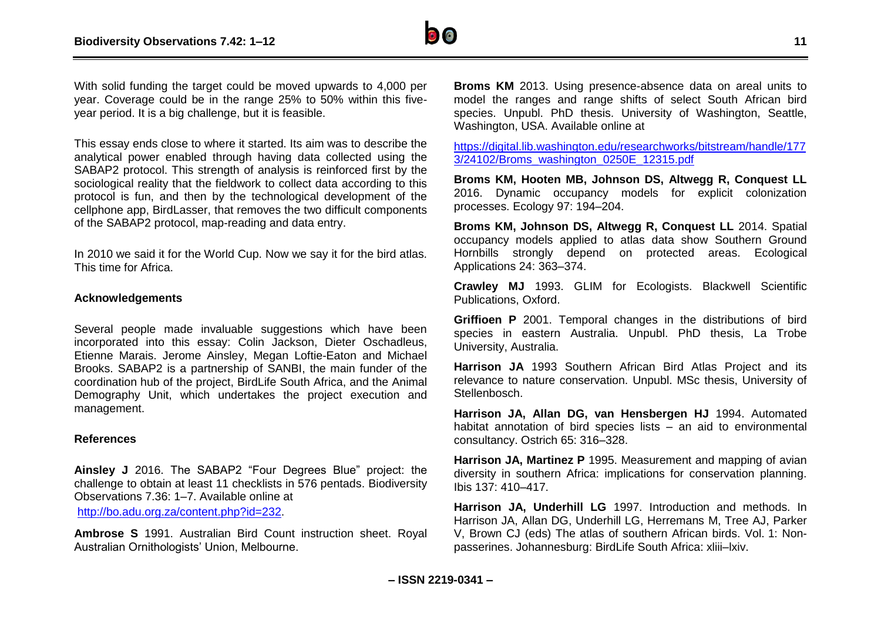With solid funding the target could be moved upwards to 4,000 per year. Coverage could be in the range 25% to 50% within this five-year period. It is a big challenge, but it is feasible.

This essay ends close to where it started. Its aim was to describe the analytical power enabled through having data collected using the SABAP2 protocol. This strength of analysis is reinforced first by the sociological reality that the fieldwork to collect data according to this protocol is fun, and then by the technological development of the cellphone app, BirdLasser, that removes the two difficult components of the SABAP2 protocol, map-reading and data entry.

In 2010 we said it for the World Cup. Now we say it for the bird atlas. This time for Africa.

### Acknowledgements

Several people made invaluable suggestions which have been incorporated into this essay: Colin Jackson, Dieter Oschadleus, Etienne Marais. Jerome Ainsley, Megan Loftie-Eaton and Michael Brooks. SABAP2 is a partnership of SANBI, the main funder of the coordination hub of the project, BirdLife South Africa, and the Animal Demography Unit, which undertakes the project execution and management.

### References

**Ainsley J** 2016. The SABAP2 "Four Degrees Blue" project: the challenge to obtain at least 11 checklists in 576 pentads. Biodiversity Observations 7.36: 1–7. Available online at http://bo.adu.org.za/content.php?id=232.

**Ambrose S** 1991. Australian Bird Count instruction sheet. Royal Australian Ornithologists' Union, Melbourne.

**Broms KM** 2013. Using presence-absence data on areal units to model the ranges and range shifts of select South African bird species. Unpubl. PhD thesis. University of Washington, Seattle, Washington, USA. Available online at https://digital.lib.washington.edu/researchworks/bitstream/handle/1773/24102/Broms_washington_0250E_12315.pdf

**Broms KM, Hooten MB, Johnson DS, Altwegg R, Conquest LL** 2016. Dynamic occupancy models for explicit colonization processes. Ecology 97: 194–204.

**Broms KM, Johnson DS, Altwegg R, Conquest LL** 2014. Spatial occupancy models applied to atlas data show Southern Ground Hornbills strongly depend on protected areas. Ecological Applications 24: 363–374.

**Crawley MJ** 1993. GLIM for Ecologists. Blackwell Scientific Publications, Oxford.

**Griffioen P** 2001. Temporal changes in the distributions of bird species in eastern Australia. Unpubl. PhD thesis, La Trobe University, Australia.

**Harrison JA** 1993 Southern African Bird Atlas Project and its relevance to nature conservation. Unpubl. MSc thesis, University of Stellenbosch.

**Harrison JA, Allan DG, van Hensbergen HJ** 1994. Automated habitat annotation of bird species lists – an aid to environmental consultancy. Ostrich 65: 316–328.

**Harrison JA, Martinez P** 1995. Measurement and mapping of avian diversity in southern Africa: implications for conservation planning. Ibis 137: 410–417.

**Harrison JA, Underhill LG** 1997. Introduction and methods. In Harrison JA, Allan DG, Underhill LG, Herremans M, Tree AJ, Parker V, Brown CJ (eds) The atlas of southern African birds. Vol. 1: Non-passerines. Johannesburg: BirdLife South Africa: xliii–lxiv.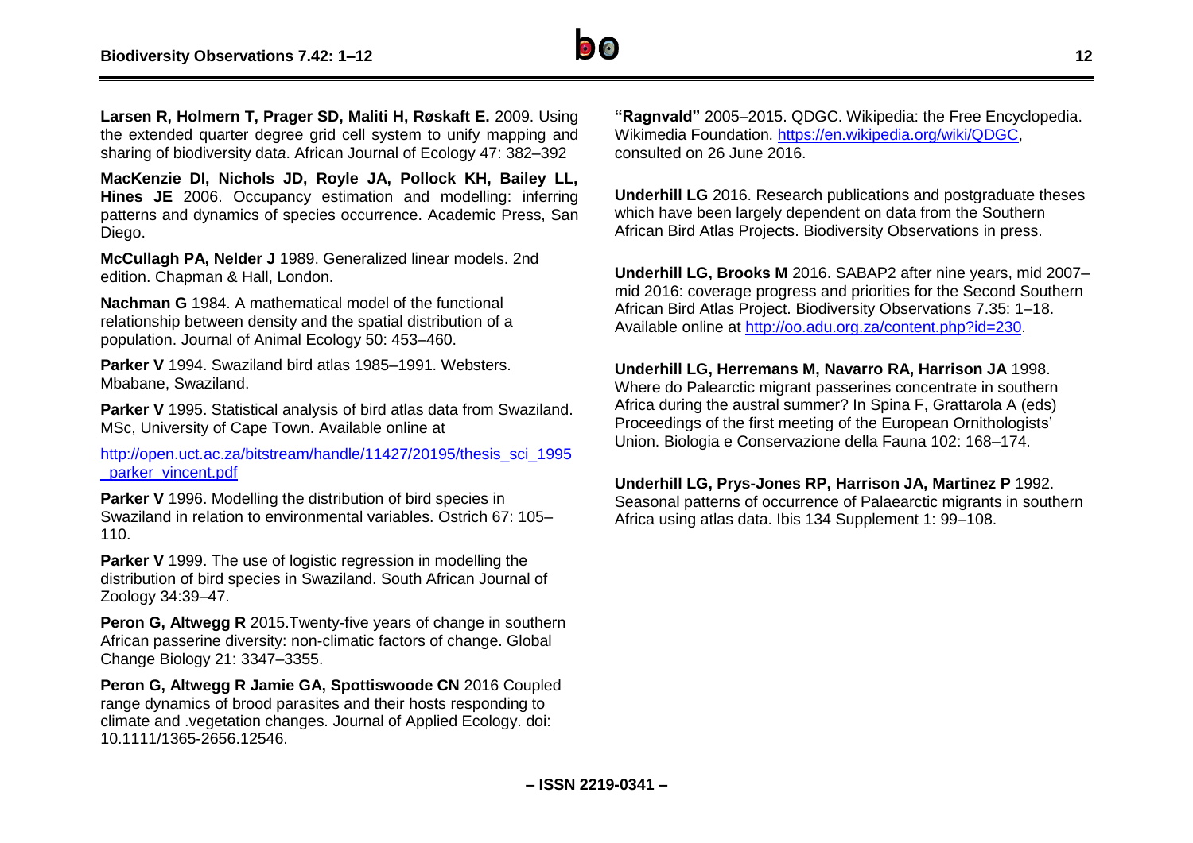**Larsen R, Holmern T, Prager SD, Maliti H, Røskaft E.** 2009. Using the extended quarter degree grid cell system to unify mapping and sharing of biodiversity data. African Journal of Ecology 47: 382–392

**MacKenzie DI, Nichols JD, Royle JA, Pollock KH, Bailey LL, Hines JE** 2006. Occupancy estimation and modelling: inferring patterns and dynamics of species occurrence. Academic Press, San Diego.

**McCullagh PA, Nelder J** 1989. Generalized linear models. 2nd edition. Chapman & Hall, London.

**Nachman G** 1984. A mathematical model of the functional relationship between density and the spatial distribution of a population. Journal of Animal Ecology 50: 453–460.

**Parker V** 1994. Swaziland bird atlas 1985–1991. Websters. Mbabane, Swaziland.

**Parker V** 1995. Statistical analysis of bird atlas data from Swaziland. MSc, University of Cape Town. Available online at

http://open.uct.ac.za/bitstream/handle/11427/20195/thesis_sci_1995_parker_vincent.pdf

**Parker V** 1996. Modelling the distribution of bird species in Swaziland in relation to environmental variables. Ostrich 67: 105–110.

**Parker V** 1999. The use of logistic regression in modelling the distribution of bird species in Swaziland. South African Journal of Zoology 34:39–47.

**Peron G, Altwegg R** 2015.Twenty-five years of change in southern African passerine diversity: non-climatic factors of change. Global Change Biology 21: 3347–3355.

**Peron G, Altwegg R Jamie GA, Spottiswoode CN** 2016 Coupled range dynamics of brood parasites and their hosts responding to climate and .vegetation changes. Journal of Applied Ecology. doi: 10.1111/1365-2656.12546.

**"Ragnvald"** 2005–2015. QDGC. Wikipedia: the Free Encyclopedia. Wikimedia Foundation. https://en.wikipedia.org/wiki/QDGC, consulted on 26 June 2016.

**Underhill LG** 2016. Research publications and postgraduate theses which have been largely dependent on data from the Southern African Bird Atlas Projects. Biodiversity Observations in press.

**Underhill LG, Brooks M** 2016. SABAP2 after nine years, mid 2007–mid 2016: coverage progress and priorities for the Second Southern African Bird Atlas Project. Biodiversity Observations 7.35: 1–18. Available online at http://oo.adu.org.za/content.php?id=230.

**Underhill LG, Herremans M, Navarro RA, Harrison JA** 1998. Where do Palearctic migrant passerines concentrate in southern Africa during the austral summer? In Spina F, Grattarola A (eds) Proceedings of the first meeting of the European Ornithologists' Union. Biologia e Conservazione della Fauna 102: 168–174.

**Underhill LG, Prys-Jones RP, Harrison JA, Martinez P** 1992. Seasonal patterns of occurrence of Palaearctic migrants in southern Africa using atlas data. Ibis 134 Supplement 1: 99–108.

– ISSN 2219-0341 –